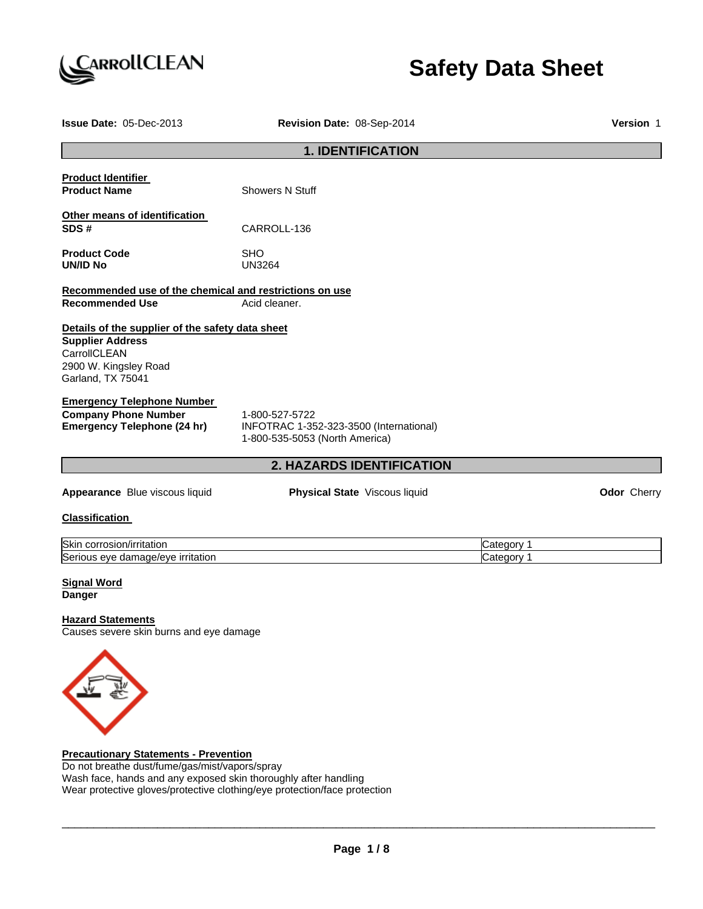CarrollCLEAN

# Safety Data Sheet

**Issue Date:** 05-Dec-2013 **Revision Date:** 08-Sep-2014 **Version** 1

## 1. IDENTIFICATION

**Product Identifier**

**Product Name** Showers N Stuff

**Other means of identification**

**SDS #** CARROLL-136

**Product Code** SHO

**UN/ID No** UN3264

**Recommended use of the chemical and restrictions on use**

**Recommended Use** Acid cleaner.

**Details of the supplier of the safety data sheet**

**Supplier Address**
CarrollCLEAN
2900 W. Kingsley Road
Garland, TX 75041

**Emergency Telephone Number**

**Company Phone Number** 1-800-527-5722

**Emergency Telephone (24 hr)** INFOTRAC 1-352-323-3500 (International)
1-800-535-5053 (North America)

## 2. HAZARDS IDENTIFICATION

**Appearance** Blue viscous liquid **Physical State** Viscous liquid **Odor** Cherry

**Classification**

| | |
|---|---|
| Skin corrosion/irritation | Category 1 |
| Serious eye damage/eye irritation | Category 1 |

**Signal Word**
**Danger**

**Hazard Statements**
Causes severe skin burns and eye damage

**Precautionary Statements - Prevention**
Do not breathe dust/fume/gas/mist/vapors/spray
Wash face, hands and any exposed skin thoroughly after handling
Wear protective gloves/protective clothing/eye protection/face protection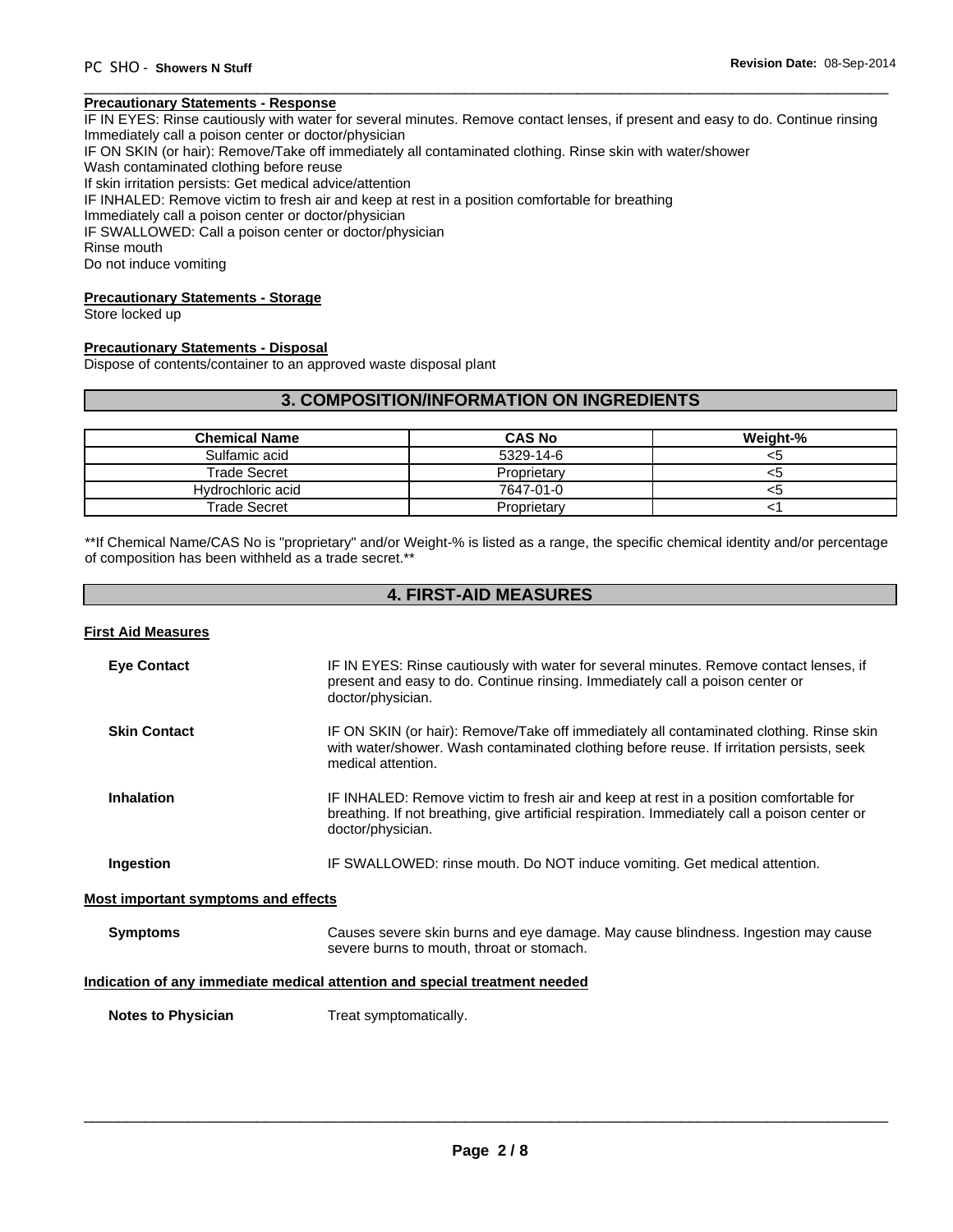**Precautionary Statements - Response**

IF IN EYES: Rinse cautiously with water for several minutes. Remove contact lenses, if present and easy to do. Continue rinsing
Immediately call a poison center or doctor/physician
IF ON SKIN (or hair): Remove/Take off immediately all contaminated clothing. Rinse skin with water/shower
Wash contaminated clothing before reuse
If skin irritation persists: Get medical advice/attention
IF INHALED: Remove victim to fresh air and keep at rest in a position comfortable for breathing
Immediately call a poison center or doctor/physician
IF SWALLOWED: Call a poison center or doctor/physician
Rinse mouth
Do not induce vomiting

**Precautionary Statements - Storage**

Store locked up

**Precautionary Statements - Disposal**

Dispose of contents/container to an approved waste disposal plant

## 3. COMPOSITION/INFORMATION ON INGREDIENTS

| Chemical Name | CAS No | Weight-% |
|---|---|---|
| Sulfamic acid | 5329-14-6 | <5 |
| Trade Secret | Proprietary | <5 |
| Hydrochloric acid | 7647-01-0 | <5 |
| Trade Secret | Proprietary | <1 |

**If Chemical Name/CAS No is "proprietary" and/or Weight-% is listed as a range, the specific chemical identity and/or percentage of composition has been withheld as a trade secret.**

## 4. FIRST-AID MEASURES

**First Aid Measures**

**Eye Contact** IF IN EYES: Rinse cautiously with water for several minutes. Remove contact lenses, if present and easy to do. Continue rinsing. Immediately call a poison center or doctor/physician.

**Skin Contact** IF ON SKIN (or hair): Remove/Take off immediately all contaminated clothing. Rinse skin with water/shower. Wash contaminated clothing before reuse. If irritation persists, seek medical attention.

**Inhalation** IF INHALED: Remove victim to fresh air and keep at rest in a position comfortable for breathing. If not breathing, give artificial respiration. Immediately call a poison center or doctor/physician.

**Ingestion** IF SWALLOWED: rinse mouth. Do NOT induce vomiting. Get medical attention.

**Most important symptoms and effects**

**Symptoms** Causes severe skin burns and eye damage. May cause blindness. Ingestion may cause severe burns to mouth, throat or stomach.

**Indication of any immediate medical attention and special treatment needed**

**Notes to Physician** Treat symptomatically.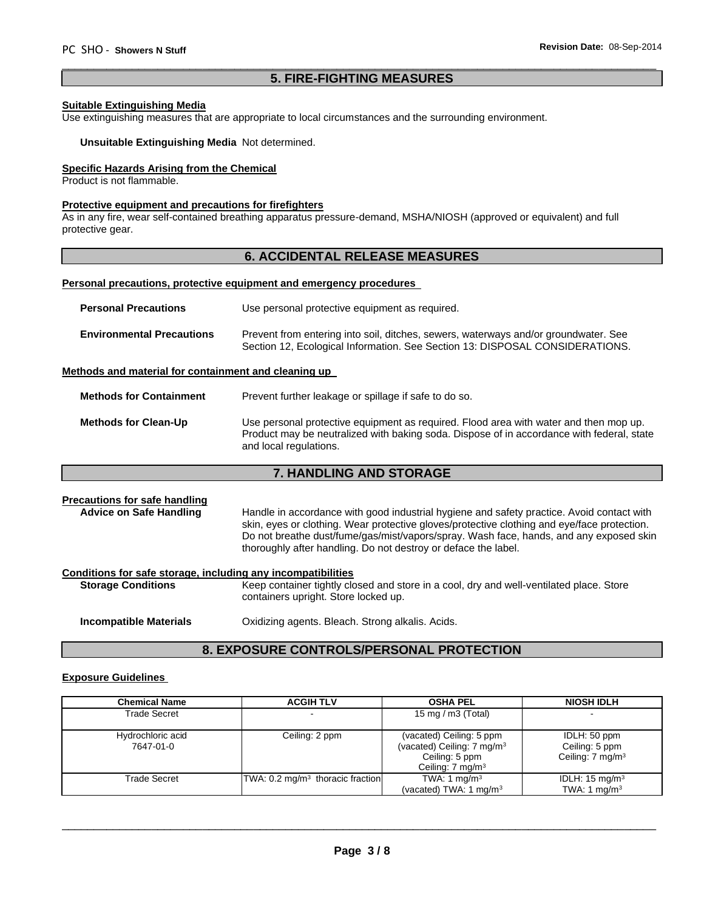## 5. FIRE-FIGHTING MEASURES

**Suitable Extinguishing Media**

Use extinguishing measures that are appropriate to local circumstances and the surrounding environment.

**Unsuitable Extinguishing Media** Not determined.

**Specific Hazards Arising from the Chemical**

Product is not flammable.

**Protective equipment and precautions for firefighters**

As in any fire, wear self-contained breathing apparatus pressure-demand, MSHA/NIOSH (approved or equivalent) and full protective gear.

## 6. ACCIDENTAL RELEASE MEASURES

**Personal precautions, protective equipment and emergency procedures**

**Personal Precautions** Use personal protective equipment as required.

**Environmental Precautions** Prevent from entering into soil, ditches, sewers, waterways and/or groundwater. See Section 12, Ecological Information. See Section 13: DISPOSAL CONSIDERATIONS.

**Methods and material for containment and cleaning up**

**Methods for Containment** Prevent further leakage or spillage if safe to do so.

**Methods for Clean-Up** Use personal protective equipment as required. Flood area with water and then mop up. Product may be neutralized with baking soda. Dispose of in accordance with federal, state and local regulations.

## 7. HANDLING AND STORAGE

**Precautions for safe handling**

**Advice on Safe Handling** Handle in accordance with good industrial hygiene and safety practice. Avoid contact with skin, eyes or clothing. Wear protective gloves/protective clothing and eye/face protection. Do not breathe dust/fume/gas/mist/vapors/spray. Wash face, hands, and any exposed skin thoroughly after handling. Do not destroy or deface the label.

**Conditions for safe storage, including any incompatibilities**

**Storage Conditions** Keep container tightly closed and store in a cool, dry and well-ventilated place. Store containers upright. Store locked up.

**Incompatible Materials** Oxidizing agents. Bleach. Strong alkalis. Acids.

## 8. EXPOSURE CONTROLS/PERSONAL PROTECTION

**Exposure Guidelines**

| Chemical Name | ACGIH TLV | OSHA PEL | NIOSH IDLH |
|---|---|---|---|
| Trade Secret | - | 15 mg / m3 (Total) | - |
| Hydrochloric acid 7647-01-0 | Ceiling: 2 ppm | (vacated) Ceiling: 5 ppm (vacated) Ceiling: 7 mg/m$^3$ Ceiling: 5 ppm Ceiling: 7 mg/m$^3$ | IDLH: 50 ppm Ceiling: 5 ppm Ceiling: 7 mg/m$^3$ |
| Trade Secret | TWA: 0.2 mg/m$^3$ thoracic fraction | TWA: 1 mg/m$^3$ (vacated) TWA: 1 mg/m$^3$ | IDLH: 15 mg/m$^3$ TWA: 1 mg/m$^3$ |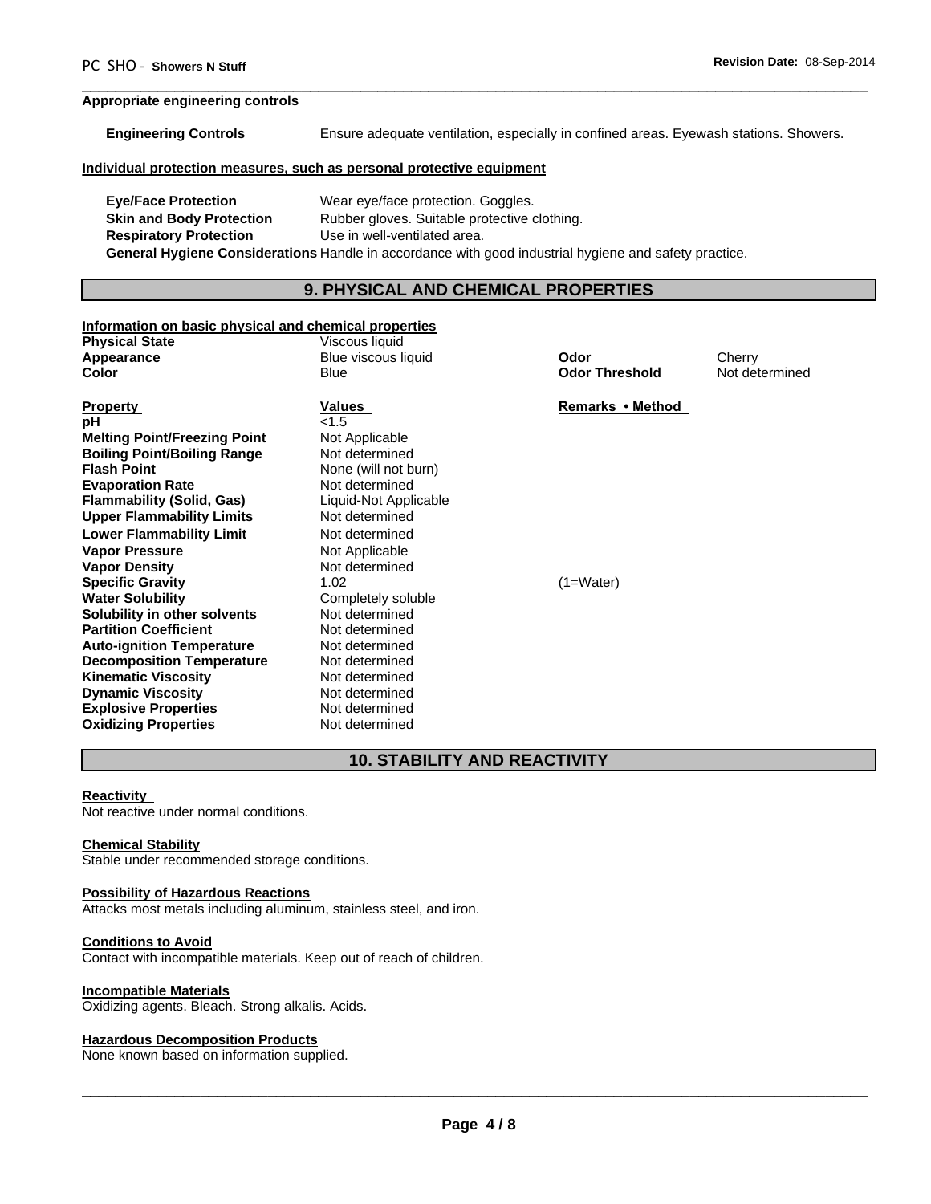#### Appropriate engineering controls

**Engineering Controls** Ensure adequate ventilation, especially in confined areas. Eyewash stations. Showers.

#### Individual protection measures, such as personal protective equipment

**Eye/Face Protection** Wear eye/face protection. Goggles.
**Skin and Body Protection** Rubber gloves. Suitable protective clothing.
**Respiratory Protection** Use in well-ventilated area.
**General Hygiene Considerations** Handle in accordance with good industrial hygiene and safety practice.

## 9. PHYSICAL AND CHEMICAL PROPERTIES

#### Information on basic physical and chemical properties

| | | | |
|---|---|---|---|
| **Physical State** | Viscous liquid | | |
| **Appearance** | Blue viscous liquid | **Odor** | Cherry |
| **Color** | Blue | **Odor Threshold** | Not determined |

| **Property** | **Values** | **Remarks • Method** |
|---|---|---|
| **pH** | <1.5 | |
| **Melting Point/Freezing Point** | Not Applicable | |
| **Boiling Point/Boiling Range** | Not determined | |
| **Flash Point** | None (will not burn) | |
| **Evaporation Rate** | Not determined | |
| **Flammability (Solid, Gas)** | Liquid-Not Applicable | |
| **Upper Flammability Limits** | Not determined | |
| **Lower Flammability Limit** | Not determined | |
| **Vapor Pressure** | Not Applicable | |
| **Vapor Density** | Not determined | |
| **Specific Gravity** | 1.02 | (1=Water) |
| **Water Solubility** | Completely soluble | |
| **Solubility in other solvents** | Not determined | |
| **Partition Coefficient** | Not determined | |
| **Auto-ignition Temperature** | Not determined | |
| **Decomposition Temperature** | Not determined | |
| **Kinematic Viscosity** | Not determined | |
| **Dynamic Viscosity** | Not determined | |
| **Explosive Properties** | Not determined | |
| **Oxidizing Properties** | Not determined | |

## 10. STABILITY AND REACTIVITY

#### Reactivity
Not reactive under normal conditions.

#### Chemical Stability
Stable under recommended storage conditions.

#### Possibility of Hazardous Reactions
Attacks most metals including aluminum, stainless steel, and iron.

#### Conditions to Avoid
Contact with incompatible materials. Keep out of reach of children.

#### Incompatible Materials
Oxidizing agents. Bleach. Strong alkalis. Acids.

#### Hazardous Decomposition Products
None known based on information supplied.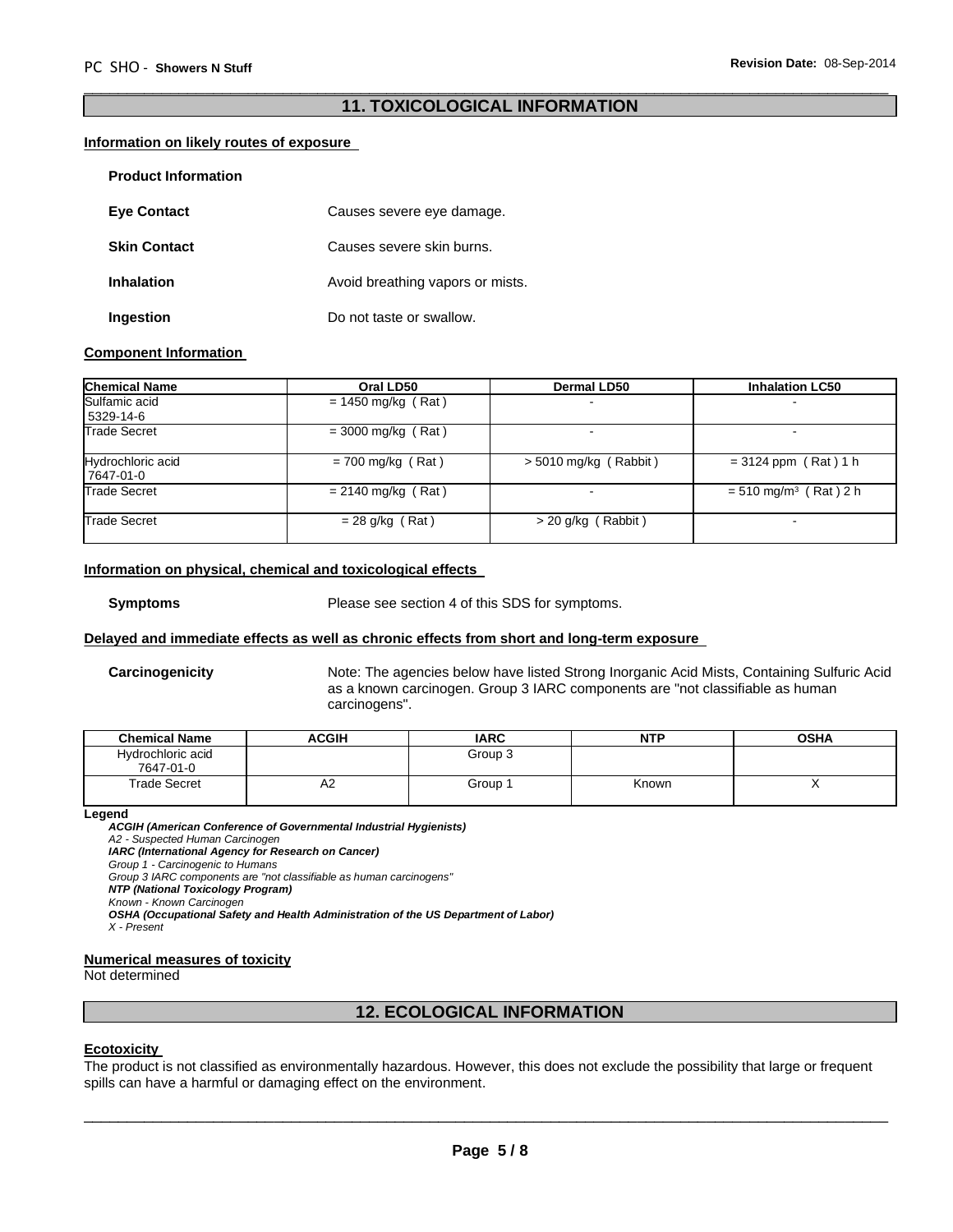## 11. TOXICOLOGICAL INFORMATION

### Information on likely routes of exposure

**Product Information**

**Eye Contact** Causes severe eye damage.

**Skin Contact** Causes severe skin burns.

**Inhalation** Avoid breathing vapors or mists.

**Ingestion** Do not taste or swallow.

### Component Information

| Chemical Name | Oral LD50 | Dermal LD50 | Inhalation LC50 |
|---|---|---|---|
| Sulfamic acid 5329-14-6 | = 1450 mg/kg ( Rat ) | - | - |
| Trade Secret | = 3000 mg/kg ( Rat ) | - | - |
| Hydrochloric acid 7647-01-0 | = 700 mg/kg ( Rat ) | > 5010 mg/kg ( Rabbit ) | = 3124 ppm ( Rat ) 1 h |
| Trade Secret | = 2140 mg/kg ( Rat ) | - | = 510 mg/m$^3$ ( Rat ) 2 h |
| Trade Secret | = 28 g/kg ( Rat ) | > 20 g/kg ( Rabbit ) | - |

### Information on physical, chemical and toxicological effects

**Symptoms** Please see section 4 of this SDS for symptoms.

### Delayed and immediate effects as well as chronic effects from short and long-term exposure

**Carcinogenicity** Note: The agencies below have listed Strong Inorganic Acid Mists, Containing Sulfuric Acid as a known carcinogen. Group 3 IARC components are "not classifiable as human carcinogens".

| Chemical Name | ACGIH | IARC | NTP | OSHA |
|---|---|---|---|---|
| Hydrochloric acid 7647-01-0 | | Group 3 | | |
| Trade Secret | A2 | Group 1 | Known | X |

**Legend**

***ACGIH (American Conference of Governmental Industrial Hygienists)***
*A2 - Suspected Human Carcinogen*
***IARC (International Agency for Research on Cancer)***
*Group 1 - Carcinogenic to Humans*
*Group 3 IARC components are "not classifiable as human carcinogens"*
***NTP (National Toxicology Program)***
*Known - Known Carcinogen*
***OSHA (Occupational Safety and Health Administration of the US Department of Labor)***
*X - Present*

### Numerical measures of toxicity

Not determined

## 12. ECOLOGICAL INFORMATION

### Ecotoxicity

The product is not classified as environmentally hazardous. However, this does not exclude the possibility that large or frequent spills can have a harmful or damaging effect on the environment.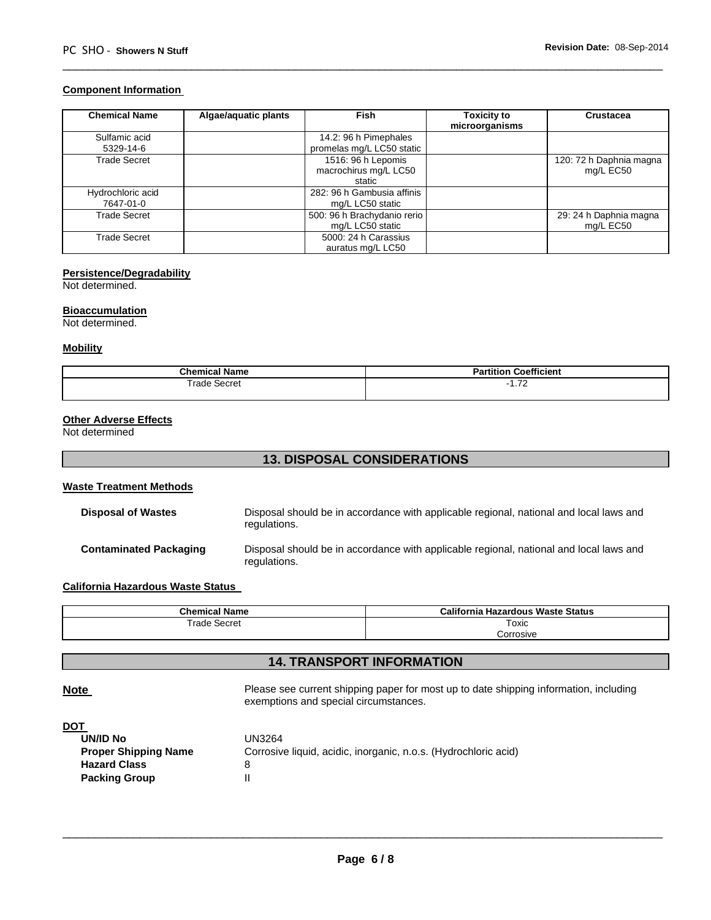### Component Information

| Chemical Name | Algae/aquatic plants | Fish | Toxicity to microorganisms | Crustacea |
|---|---|---|---|---|
| Sulfamic acid 5329-14-6 | | 14.2: 96 h Pimephales promelas mg/L LC50 static | | |
| Trade Secret | | 1516: 96 h Lepomis macrochirus mg/L LC50 static | | 120: 72 h Daphnia magna mg/L EC50 |
| Hydrochloric acid 7647-01-0 | | 282: 96 h Gambusia affinis mg/L LC50 static | | |
| Trade Secret | | 500: 96 h Brachydanio rerio mg/L LC50 static | | 29: 24 h Daphnia magna mg/L EC50 |
| Trade Secret | | 5000: 24 h Carassius auratus mg/L LC50 | | |

### Persistence/Degradability

Not determined.

### Bioaccumulation

Not determined.

### Mobility

| Chemical Name | Partition Coefficient |
|---|---|
| Trade Secret | -1.72 |

### Other Adverse Effects

Not determined

## 13. DISPOSAL CONSIDERATIONS

### Waste Treatment Methods

**Disposal of Wastes** Disposal should be in accordance with applicable regional, national and local laws and regulations.

**Contaminated Packaging** Disposal should be in accordance with applicable regional, national and local laws and regulations.

### California Hazardous Waste Status

| Chemical Name | California Hazardous Waste Status |
|---|---|
| Trade Secret | Toxic Corrosive |

## 14. TRANSPORT INFORMATION

**Note** Please see current shipping paper for most up to date shipping information, including exemptions and special circumstances.

**DOT**

**UN/ID No** UN3264

**Proper Shipping Name** Corrosive liquid, acidic, inorganic, n.o.s. (Hydrochloric acid)

**Hazard Class** 8

**Packing Group** II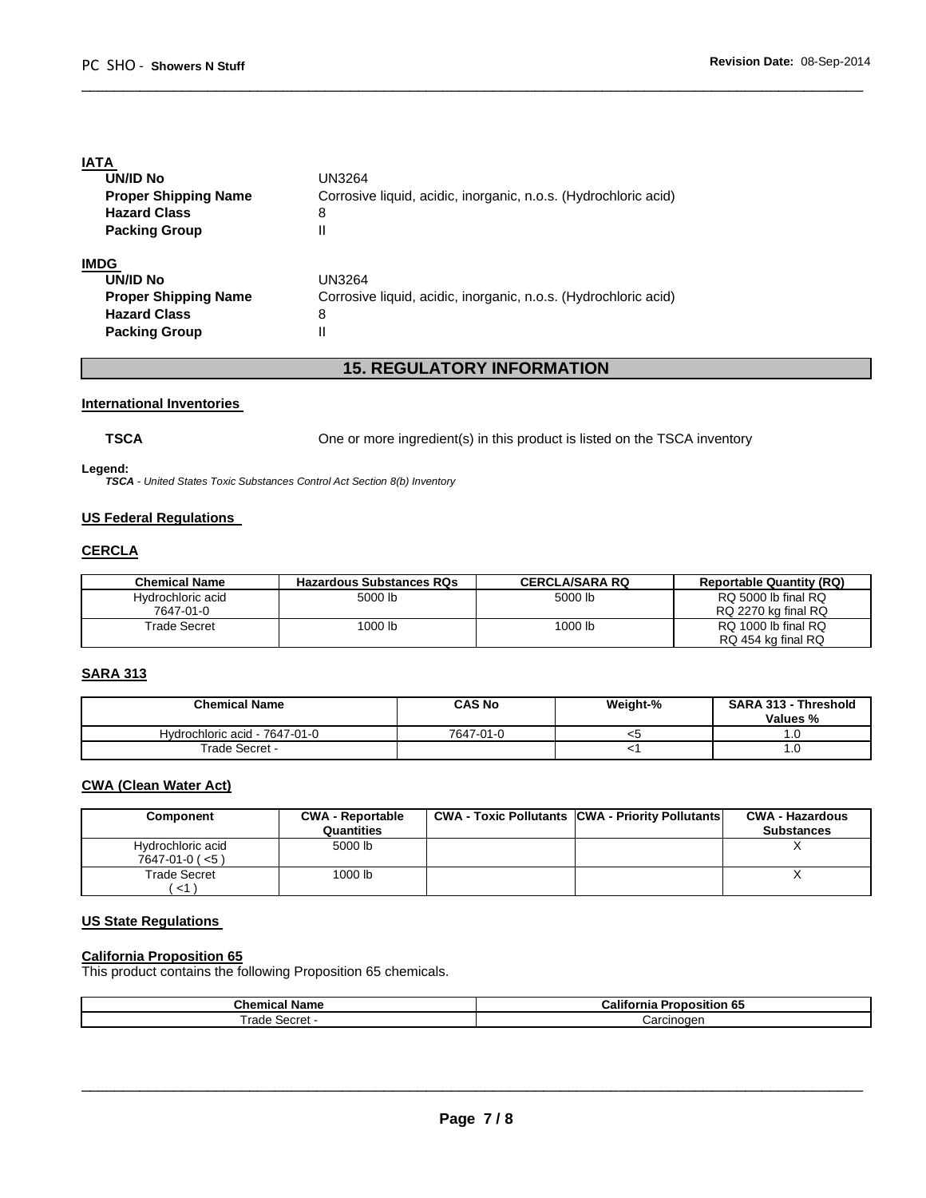**IATA**

| | |
|---|---|
| **UN/ID No** | UN3264 |
| **Proper Shipping Name** | Corrosive liquid, acidic, inorganic, n.o.s. (Hydrochloric acid) |
| **Hazard Class** | 8 |
| **Packing Group** | II |

**IMDG**

| | |
|---|---|
| **UN/ID No** | UN3264 |
| **Proper Shipping Name** | Corrosive liquid, acidic, inorganic, n.o.s. (Hydrochloric acid) |
| **Hazard Class** | 8 |
| **Packing Group** | II |

## 15. REGULATORY INFORMATION

**International Inventories**

**TSCA** One or more ingredient(s) in this product is listed on the TSCA inventory

**Legend:**
*TSCA - United States Toxic Substances Control Act Section 8(b) Inventory*

**US Federal Regulations**

**CERCLA**

| Chemical Name | Hazardous Substances RQs | CERCLA/SARA RQ | Reportable Quantity (RQ) |
|---|---|---|---|
| Hydrochloric acid 7647-01-0 | 5000 lb | 5000 lb | RQ 5000 lb final RQ RQ 2270 kg final RQ |
| Trade Secret | 1000 lb | 1000 lb | RQ 1000 lb final RQ RQ 454 kg final RQ |

**SARA 313**

| Chemical Name | CAS No | Weight-% | SARA 313 - Threshold Values % |
|---|---|---|---|
| Hydrochloric acid - 7647-01-0 | 7647-01-0 | <5 | 1.0 |
| Trade Secret - | | <1 | 1.0 |

**CWA (Clean Water Act)**

| Component | CWA - Reportable Quantities | CWA - Toxic Pollutants | CWA - Priority Pollutants | CWA - Hazardous Substances |
|---|---|---|---|---|
| Hydrochloric acid 7647-01-0 ( <5 ) | 5000 lb | | | X |
| Trade Secret ( <1 ) | 1000 lb | | | X |

**US State Regulations**

**California Proposition 65**
This product contains the following Proposition 65 chemicals.

| Chemical Name | California Proposition 65 |
|---|---|
| Trade Secret - | Carcinogen |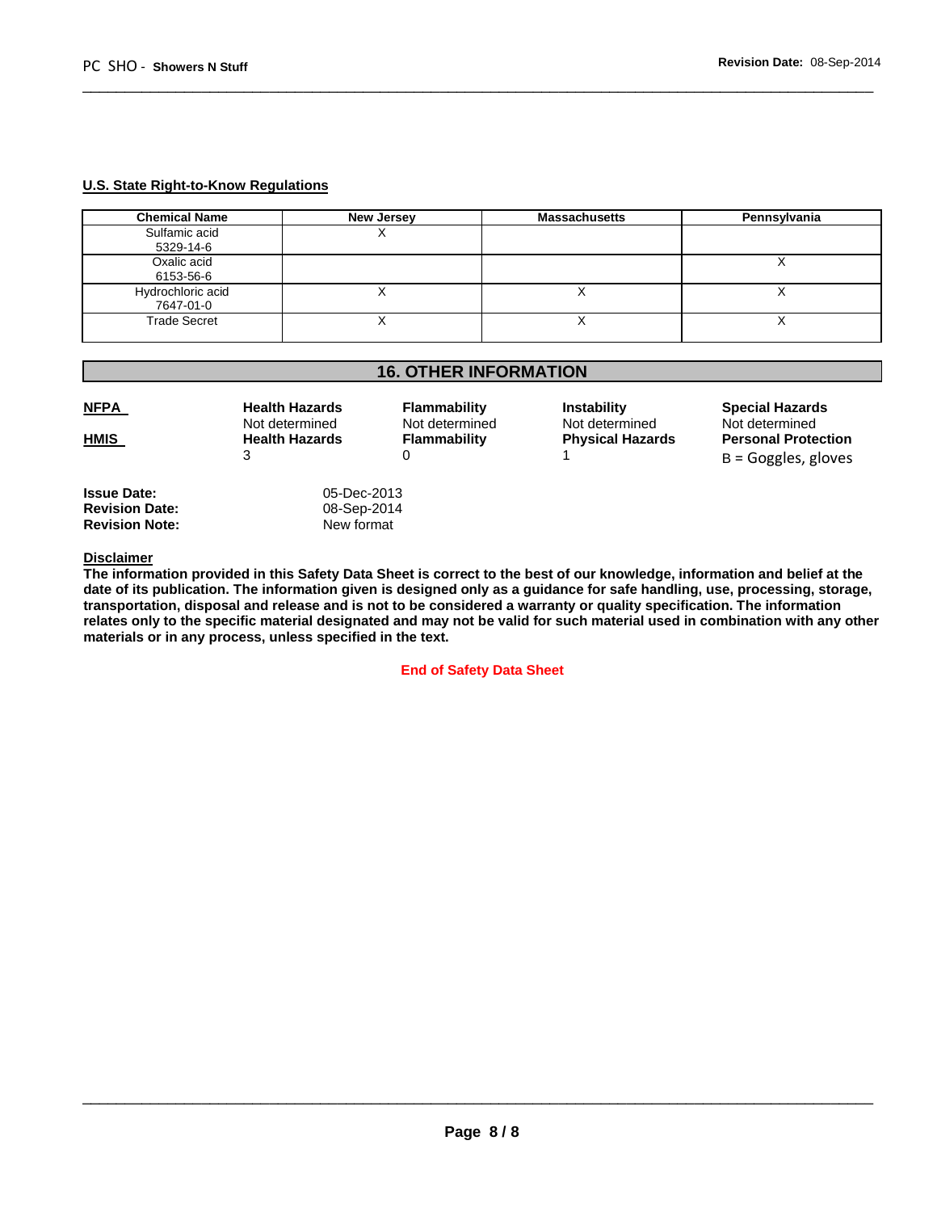**U.S. State Right-to-Know Regulations**

| Chemical Name | New Jersey | Massachusetts | Pennsylvania |
|---|---|---|---|
| Sulfamic acid 5329-14-6 | X | | |
| Oxalic acid 6153-56-6 | | | X |
| Hydrochloric acid 7647-01-0 | X | X | X |
| Trade Secret | X | X | X |

## 16. OTHER INFORMATION

| | | | | |
|---|---|---|---|---|
| **NFPA** | **Health Hazards** Not determined | **Flammability** Not determined | **Instability** Not determined | **Special Hazards** Not determined |
| **HMIS** | **Health Hazards** 3 | **Flammability** 0 | **Physical Hazards** 1 | **Personal Protection** B = Goggles, gloves |

**Issue Date:** 05-Dec-2013
**Revision Date:** 08-Sep-2014
**Revision Note:** New format

**Disclaimer**

**The information provided in this Safety Data Sheet is correct to the best of our knowledge, information and belief at the date of its publication. The information given is designed only as a guidance for safe handling, use, processing, storage, transportation, disposal and release and is not to be considered a warranty or quality specification. The information relates only to the specific material designated and may not be valid for such material used in combination with any other materials or in any process, unless specified in the text.**

**End of Safety Data Sheet**